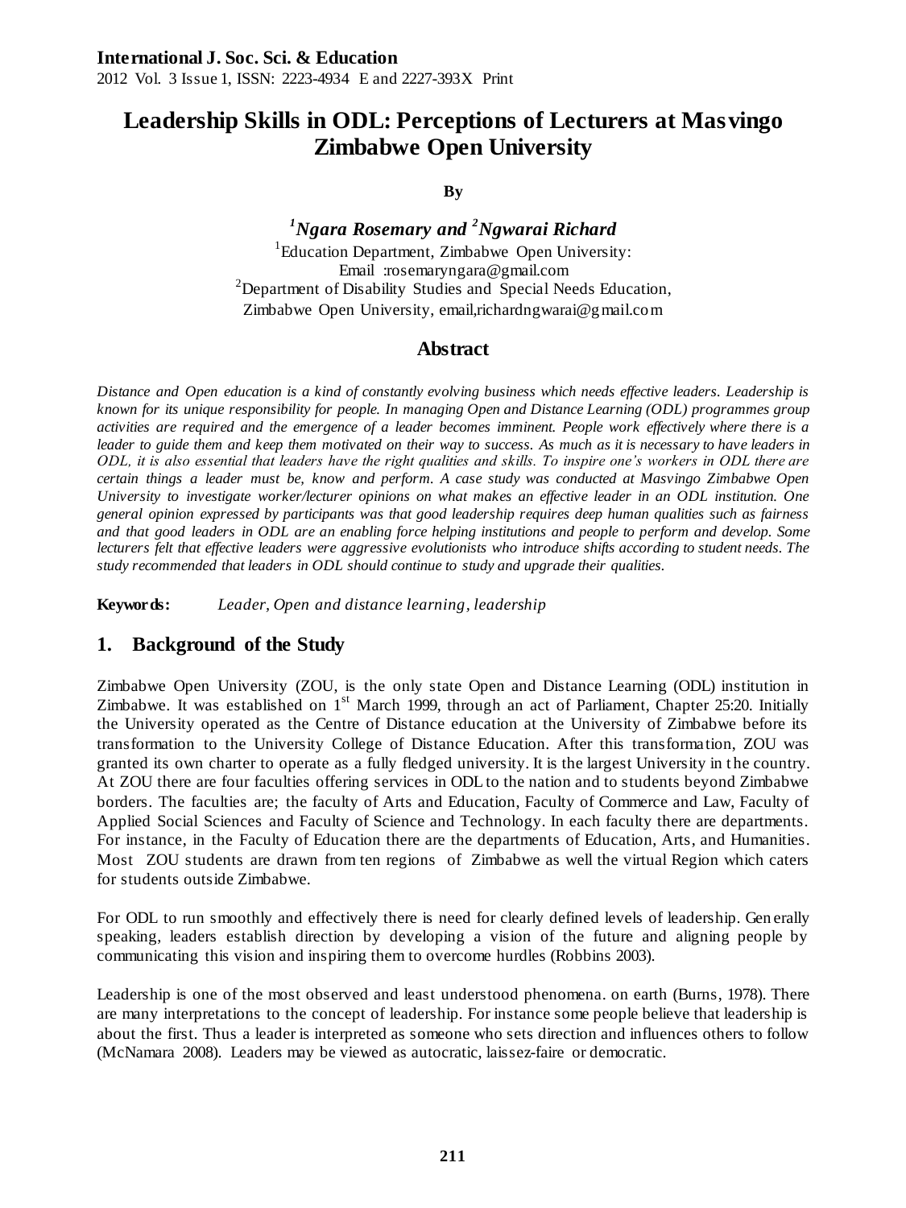# Leadership Skills in ODL: Perceptions of Lecturers at Masvingo Zimbabwe Open University

**By**

***[1]Ngara Rosemary and [2]Ngwarai Richard***

[1]Education Department, Zimbabwe Open University:
Email :rosemaryngara@gmail.com
[2]Department of Disability Studies and Special Needs Education,
Zimbabwe Open University, email,richardngwarai@gmail.com

## Abstract

*Distance and Open education is a kind of constantly evolving business which needs effective leaders. Leadership is known for its unique responsibility for people. In managing Open and Distance Learning (ODL) programmes group activities are required and the emergence of a leader becomes imminent. People work effectively where there is a leader to guide them and keep them motivated on their way to success. As much as it is necessary to have leaders in ODL, it is also essential that leaders have the right qualities and skills. To inspire one's workers in ODL there are certain things a leader must be, know and perform. A case study was conducted at Masvingo Zimbabwe Open University to investigate worker/lecturer opinions on what makes an effective leader in an ODL institution. One general opinion expressed by participants was that good leadership requires deep human qualities such as fairness and that good leaders in ODL are an enabling force helping institutions and people to perform and develop. Some lecturers felt that effective leaders were aggressive evolutionists who introduce shifts according to student needs. The study recommended that leaders in ODL should continue to study and upgrade their qualities.*

**Keywords:** *Leader, Open and distance learning, leadership*

## 1. Background of the Study

Zimbabwe Open University (ZOU, is the only state Open and Distance Learning (ODL) institution in Zimbabwe. It was established on 1st March 1999, through an act of Parliament, Chapter 25:20. Initially the University operated as the Centre of Distance education at the University of Zimbabwe before its transformation to the University College of Distance Education. After this transformation, ZOU was granted its own charter to operate as a fully fledged university. It is the largest University in the country. At ZOU there are four faculties offering services in ODL to the nation and to students beyond Zimbabwe borders. The faculties are; the faculty of Arts and Education, Faculty of Commerce and Law, Faculty of Applied Social Sciences and Faculty of Science and Technology. In each faculty there are departments. For instance, in the Faculty of Education there are the departments of Education, Arts, and Humanities. Most ZOU students are drawn from ten regions of Zimbabwe as well the virtual Region which caters for students outside Zimbabwe.

For ODL to run smoothly and effectively there is need for clearly defined levels of leadership. Generally speaking, leaders establish direction by developing a vision of the future and aligning people by communicating this vision and inspiring them to overcome hurdles (Robbins 2003).

Leadership is one of the most observed and least understood phenomena. on earth (Burns, 1978). There are many interpretations to the concept of leadership. For instance some people believe that leadership is about the first. Thus a leader is interpreted as someone who sets direction and influences others to follow (McNamara 2008). Leaders may be viewed as autocratic, laissez-faire or democratic.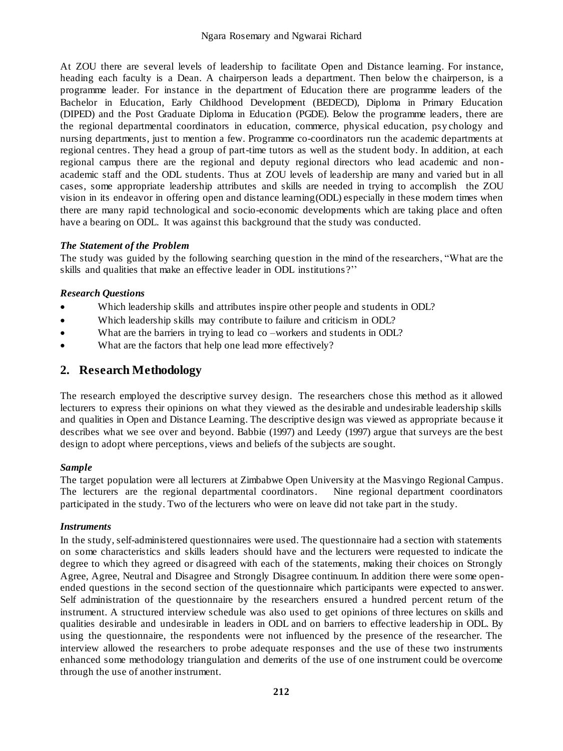At ZOU there are several levels of leadership to facilitate Open and Distance learning. For instance, heading each faculty is a Dean. A chairperson leads a department. Then below the chairperson, is a programme leader. For instance in the department of Education there are programme leaders of the Bachelor in Education, Early Childhood Development (BEDECD), Diploma in Primary Education (DIPED) and the Post Graduate Diploma in Education (PGDE). Below the programme leaders, there are the regional departmental coordinators in education, commerce, physical education, psychology and nursing departments, just to mention a few. Programme co-coordinators run the academic departments at regional centres. They head a group of part-time tutors as well as the student body. In addition, at each regional campus there are the regional and deputy regional directors who lead academic and non-academic staff and the ODL students. Thus at ZOU levels of leadership are many and varied but in all cases, some appropriate leadership attributes and skills are needed in trying to accomplish the ZOU vision in its endeavor in offering open and distance learning(ODL) especially in these modern times when there are many rapid technological and socio-economic developments which are taking place and often have a bearing on ODL. It was against this background that the study was conducted.

### *The Statement of the Problem*

The study was guided by the following searching question in the mind of the researchers, "What are the skills and qualities that make an effective leader in ODL institutions?''

### *Research Questions*

- Which leadership skills and attributes inspire other people and students in ODL?
- Which leadership skills may contribute to failure and criticism in ODL?
- What are the barriers in trying to lead co –workers and students in ODL?
- What are the factors that help one lead more effectively?

## 2. Research Methodology

The research employed the descriptive survey design. The researchers chose this method as it allowed lecturers to express their opinions on what they viewed as the desirable and undesirable leadership skills and qualities in Open and Distance Learning. The descriptive design was viewed as appropriate because it describes what we see over and beyond. Babbie (1997) and Leedy (1997) argue that surveys are the best design to adopt where perceptions, views and beliefs of the subjects are sought.

### *Sample*

The target population were all lecturers at Zimbabwe Open University at the Masvingo Regional Campus. The lecturers are the regional departmental coordinators. Nine regional department coordinators participated in the study. Two of the lecturers who were on leave did not take part in the study.

### *Instruments*

In the study, self-administered questionnaires were used. The questionnaire had a section with statements on some characteristics and skills leaders should have and the lecturers were requested to indicate the degree to which they agreed or disagreed with each of the statements, making their choices on Strongly Agree, Agree, Neutral and Disagree and Strongly Disagree continuum. In addition there were some open-ended questions in the second section of the questionnaire which participants were expected to answer. Self administration of the questionnaire by the researchers ensured a hundred percent return of the instrument. A structured interview schedule was also used to get opinions of three lectures on skills and qualities desirable and undesirable in leaders in ODL and on barriers to effective leadership in ODL. By using the questionnaire, the respondents were not influenced by the presence of the researcher. The interview allowed the researchers to probe adequate responses and the use of these two instruments enhanced some methodology triangulation and demerits of the use of one instrument could be overcome through the use of another instrument.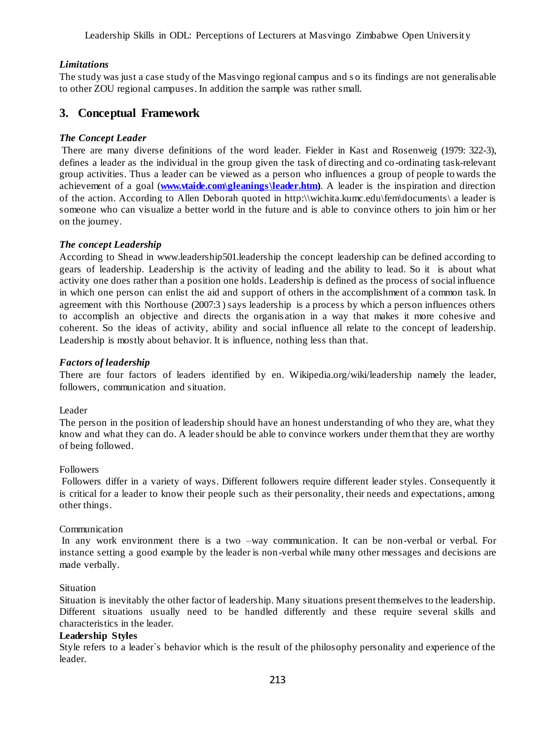### *Limitations*

The study was just a case study of the Masvingo regional campus and so its findings are not generalisable to other ZOU regional campuses. In addition the sample was rather small.

## 3. Conceptual Framework

### *The Concept Leader*

There are many diverse definitions of the word leader. Fielder in Kast and Rosenweig (1979: 322-3), defines a leader as the individual in the group given the task of directing and co-ordinating task-relevant group activities. Thus a leader can be viewed as a person who influences a group of people towards the achievement of a goal (**www.vtaide.com\gleanings\leader.htm**). A leader is the inspiration and direction of the action. According to Allen Deborah quoted in http:\\wichita.kumc.edu\fem\documents\ a leader is someone who can visualize a better world in the future and is able to convince others to join him or her on the journey.

### *The concept Leadership*

According to Shead in www.leadership501.leadership the concept leadership can be defined according to gears of leadership. Leadership is the activity of leading and the ability to lead. So it is about what activity one does rather than a position one holds. Leadership is defined as the process of social influence in which one person can enlist the aid and support of others in the accomplishment of a common task. In agreement with this Northouse (2007:3 ) says leadership is a process by which a person influences others to accomplish an objective and directs the organisation in a way that makes it more cohesive and coherent. So the ideas of activity, ability and social influence all relate to the concept of leadership. Leadership is mostly about behavior. It is influence, nothing less than that.

### *Factors of leadership*

There are four factors of leaders identified by en. Wikipedia.org/wiki/leadership namely the leader, followers, communication and situation.

Leader

The person in the position of leadership should have an honest understanding of who they are, what they know and what they can do. A leader should be able to convince workers under them that they are worthy of being followed.

Followers

Followers differ in a variety of ways. Different followers require different leader styles. Consequently it is critical for a leader to know their people such as their personality, their needs and expectations, among other things.

Communication

In any work environment there is a two –way communication. It can be non-verbal or verbal. For instance setting a good example by the leader is non-verbal while many other messages and decisions are made verbally.

Situation

Situation is inevitably the other factor of leadership. Many situations present themselves to the leadership. Different situations usually need to be handled differently and these require several skills and characteristics in the leader.

**Leadership Styles**

Style refers to a leader`s behavior which is the result of the philosophy personality and experience of the leader.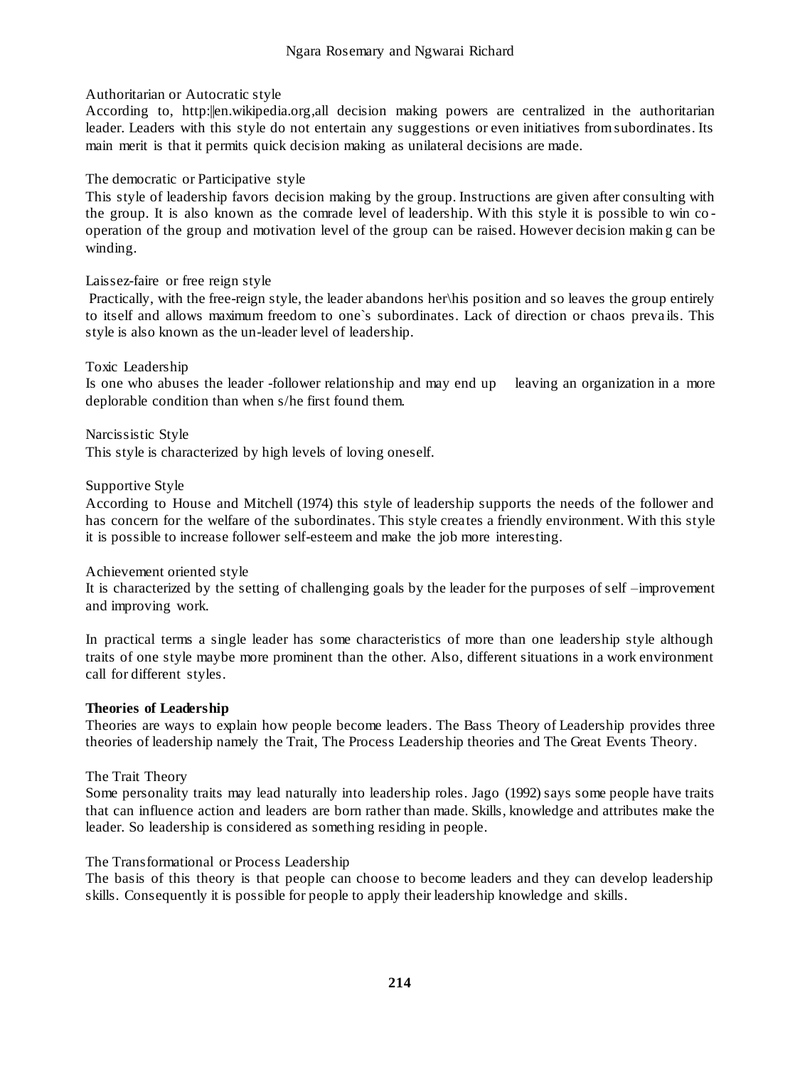Authoritarian or Autocratic style

According to, http:||en.wikipedia.org,all decision making powers are centralized in the authoritarian leader. Leaders with this style do not entertain any suggestions or even initiatives from subordinates. Its main merit is that it permits quick decision making as unilateral decisions are made.

The democratic or Participative style

This style of leadership favors decision making by the group. Instructions are given after consulting with the group. It is also known as the comrade level of leadership. With this style it is possible to win co-operation of the group and motivation level of the group can be raised. However decision making can be winding.

Laissez-faire or free reign style

Practically, with the free-reign style, the leader abandons her\his position and so leaves the group entirely to itself and allows maximum freedom to one`s subordinates. Lack of direction or chaos prevails. This style is also known as the un-leader level of leadership.

Toxic Leadership

Is one who abuses the leader -follower relationship and may end up leaving an organization in a more deplorable condition than when s/he first found them.

Narcissistic Style

This style is characterized by high levels of loving oneself.

Supportive Style

According to House and Mitchell (1974) this style of leadership supports the needs of the follower and has concern for the welfare of the subordinates. This style creates a friendly environment. With this style it is possible to increase follower self-esteem and make the job more interesting.

Achievement oriented style

It is characterized by the setting of challenging goals by the leader for the purposes of self –improvement and improving work.

In practical terms a single leader has some characteristics of more than one leadership style although traits of one style maybe more prominent than the other. Also, different situations in a work environment call for different styles.

**Theories of Leadership**

Theories are ways to explain how people become leaders. The Bass Theory of Leadership provides three theories of leadership namely the Trait, The Process Leadership theories and The Great Events Theory.

The Trait Theory

Some personality traits may lead naturally into leadership roles. Jago (1992) says some people have traits that can influence action and leaders are born rather than made. Skills, knowledge and attributes make the leader. So leadership is considered as something residing in people.

The Transformational or Process Leadership

The basis of this theory is that people can choose to become leaders and they can develop leadership skills. Consequently it is possible for people to apply their leadership knowledge and skills.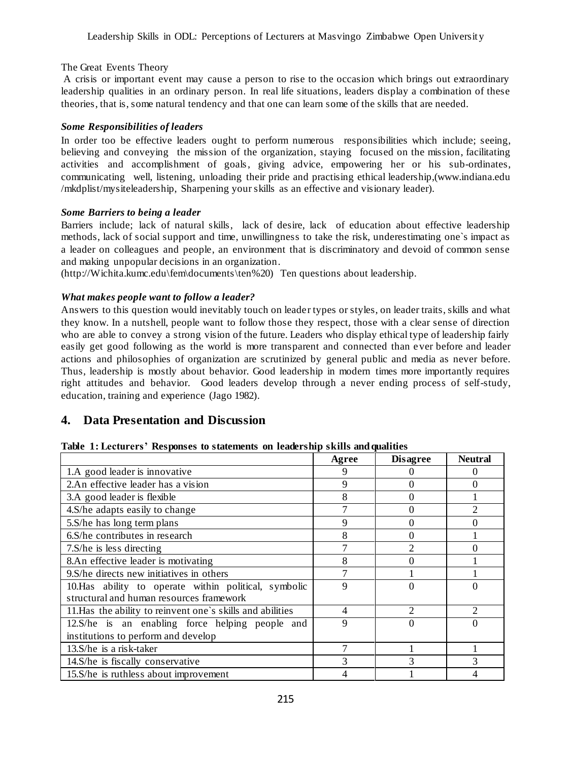The Great Events Theory

A crisis or important event may cause a person to rise to the occasion which brings out extraordinary leadership qualities in an ordinary person. In real life situations, leaders display a combination of these theories, that is, some natural tendency and that one can learn some of the skills that are needed.

***Some Responsibilities of leaders***

In order too be effective leaders ought to perform numerous responsibilities which include; seeing, believing and conveying the mission of the organization, staying focused on the mission, facilitating activities and accomplishment of goals, giving advice, empowering her or his sub-ordinates, communicating well, listening, unloading their pride and practising ethical leadership,(www.indiana.edu /mkdplist/mysiteleadership, Sharpening your skills as an effective and visionary leader).

***Some Barriers to being a leader***

Barriers include; lack of natural skills, lack of desire, lack of education about effective leadership methods, lack of social support and time, unwillingness to take the risk, underestimating one`s impact as a leader on colleagues and people, an environment that is discriminatory and devoid of common sense and making unpopular decisions in an organization.

(http://Wichita.kumc.edu\fem\documents\ten%20) Ten questions about leadership.

***What makes people want to follow a leader?***

Answers to this question would inevitably touch on leader types or styles, on leader traits, skills and what they know. In a nutshell, people want to follow those they respect, those with a clear sense of direction who are able to convey a strong vision of the future. Leaders who display ethical type of leadership fairly easily get good following as the world is more transparent and connected than ever before and leader actions and philosophies of organization are scrutinized by general public and media as never before. Thus, leadership is mostly about behavior. Good leadership in modern times more importantly requires right attitudes and behavior. Good leaders develop through a never ending process of self-study, education, training and experience (Jago 1982).

## 4. Data Presentation and Discussion

**Table 1: Lecturers' Responses to statements on leadership skills and qualities**

| | Agree | Disagree | Neutral |
|---|---|---|---|
| 1.A good leader is innovative | 9 | 0 | 0 |
| 2.An effective leader has a vision | 9 | 0 | 0 |
| 3.A good leader is flexible | 8 | 0 | 1 |
| 4.S/he adapts easily to change | 7 | 0 | 2 |
| 5.S/he has long term plans | 9 | 0 | 0 |
| 6.S/he contributes in research | 8 | 0 | 1 |
| 7.S/he is less directing | 7 | 2 | 0 |
| 8.An effective leader is motivating | 8 | 0 | 1 |
| 9.S/he directs new initiatives in others | 7 | 1 | 1 |
| 10.Has ability to operate within political, symbolic structural and human resources framework | 9 | 0 | 0 |
| 11.Has the ability to reinvent one`s skills and abilities | 4 | 2 | 2 |
| 12.S/he is an enabling force helping people and institutions to perform and develop | 9 | 0 | 0 |
| 13.S/he is a risk-taker | 7 | 1 | 1 |
| 14.S/he is fiscally conservative | 3 | 3 | 3 |
| 15.S/he is ruthless about improvement | 4 | 1 | 4 |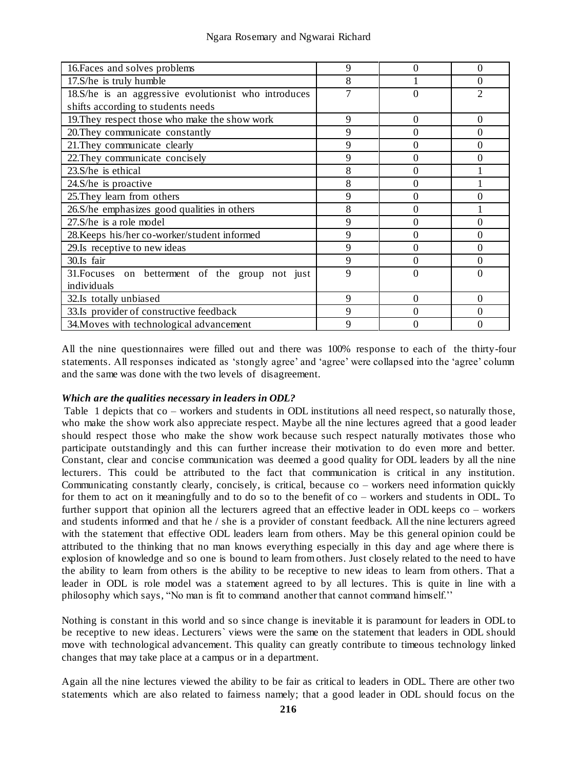| | | | |
|---|---|---|---|
| 16.Faces and solves problems | 9 | 0 | 0 |
| 17.S/he is truly humble | 8 | 1 | 0 |
| 18.S/he is an aggressive evolutionist who introduces shifts according to students needs | 7 | 0 | 2 |
| 19.They respect those who make the show work | 9 | 0 | 0 |
| 20.They communicate constantly | 9 | 0 | 0 |
| 21.They communicate clearly | 9 | 0 | 0 |
| 22.They communicate concisely | 9 | 0 | 0 |
| 23.S/he is ethical | 8 | 0 | 1 |
| 24.S/he is proactive | 8 | 0 | 1 |
| 25.They learn from others | 9 | 0 | 0 |
| 26.S/he emphasizes good qualities in others | 8 | 0 | 1 |
| 27.S/he is a role model | 9 | 0 | 0 |
| 28.Keeps his/her co-worker/student informed | 9 | 0 | 0 |
| 29.Is receptive to new ideas | 9 | 0 | 0 |
| 30.Is fair | 9 | 0 | 0 |
| 31.Focuses on betterment of the group not just individuals | 9 | 0 | 0 |
| 32.Is totally unbiased | 9 | 0 | 0 |
| 33.Is provider of constructive feedback | 9 | 0 | 0 |
| 34.Moves with technological advancement | 9 | 0 | 0 |

All the nine questionnaires were filled out and there was 100% response to each of the thirty-four statements. All responses indicated as 'stongly agree' and 'agree' were collapsed into the 'agree' column and the same was done with the two levels of disagreement.

***Which are the qualities necessary in leaders in ODL?***

Table 1 depicts that co – workers and students in ODL institutions all need respect, so naturally those, who make the show work also appreciate respect. Maybe all the nine lectures agreed that a good leader should respect those who make the show work because such respect naturally motivates those who participate outstandingly and this can further increase their motivation to do even more and better. Constant, clear and concise communication was deemed a good quality for ODL leaders by all the nine lecturers. This could be attributed to the fact that communication is critical in any institution. Communicating constantly clearly, concisely, is critical, because co – workers need information quickly for them to act on it meaningfully and to do so to the benefit of co – workers and students in ODL. To further support that opinion all the lecturers agreed that an effective leader in ODL keeps co – workers and students informed and that he / she is a provider of constant feedback. All the nine lecturers agreed with the statement that effective ODL leaders learn from others. May be this general opinion could be attributed to the thinking that no man knows everything especially in this day and age where there is explosion of knowledge and so one is bound to learn from others. Just closely related to the need to have the ability to learn from others is the ability to be receptive to new ideas to learn from others. That a leader in ODL is role model was a statement agreed to by all lectures. This is quite in line with a philosophy which says, "No man is fit to command another that cannot command himself.''

Nothing is constant in this world and so since change is inevitable it is paramount for leaders in ODL to be receptive to new ideas. Lecturers` views were the same on the statement that leaders in ODL should move with technological advancement. This quality can greatly contribute to timeous technology linked changes that may take place at a campus or in a department.

Again all the nine lectures viewed the ability to be fair as critical to leaders in ODL. There are other two statements which are also related to fairness namely; that a good leader in ODL should focus on the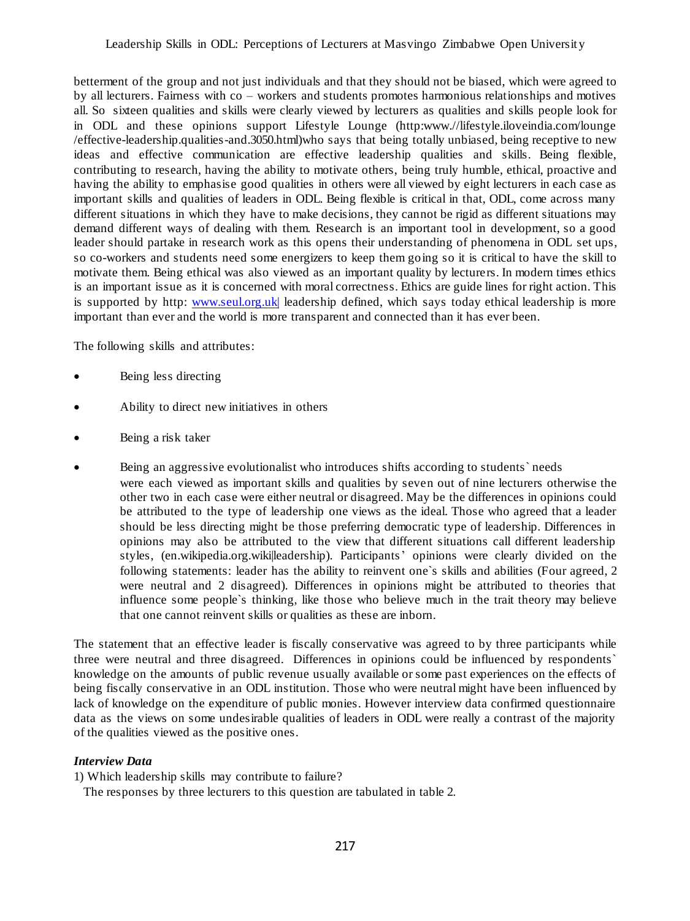betterment of the group and not just individuals and that they should not be biased, which were agreed to by all lecturers. Fairness with co – workers and students promotes harmonious relationships and motives all. So sixteen qualities and skills were clearly viewed by lecturers as qualities and skills people look for in ODL and these opinions support Lifestyle Lounge (http:www.//lifestyle.iloveindia.com/lounge /effective-leadership.qualities-and.3050.html)who says that being totally unbiased, being receptive to new ideas and effective communication are effective leadership qualities and skills. Being flexible, contributing to research, having the ability to motivate others, being truly humble, ethical, proactive and having the ability to emphasise good qualities in others were all viewed by eight lecturers in each case as important skills and qualities of leaders in ODL. Being flexible is critical in that, ODL, come across many different situations in which they have to make decisions, they cannot be rigid as different situations may demand different ways of dealing with them. Research is an important tool in development, so a good leader should partake in research work as this opens their understanding of phenomena in ODL set ups, so co-workers and students need some energizers to keep them going so it is critical to have the skill to motivate them. Being ethical was also viewed as an important quality by lecturers. In modern times ethics is an important issue as it is concerned with moral correctness. Ethics are guide lines for right action. This is supported by http: www.seul.org.uk| leadership defined, which says today ethical leadership is more important than ever and the world is more transparent and connected than it has ever been.

The following skills and attributes:

- Being less directing
- Ability to direct new initiatives in others
- Being a risk taker
- Being an aggressive evolutionalist who introduces shifts according to students` needs

were each viewed as important skills and qualities by seven out of nine lecturers otherwise the other two in each case were either neutral or disagreed. May be the differences in opinions could be attributed to the type of leadership one views as the ideal. Those who agreed that a leader should be less directing might be those preferring democratic type of leadership. Differences in opinions may also be attributed to the view that different situations call different leadership styles, (en.wikipedia.org.wiki|leadership). Participants' opinions were clearly divided on the following statements: leader has the ability to reinvent one`s skills and abilities (Four agreed, 2 were neutral and 2 disagreed). Differences in opinions might be attributed to theories that influence some people`s thinking, like those who believe much in the trait theory may believe that one cannot reinvent skills or qualities as these are inborn.

The statement that an effective leader is fiscally conservative was agreed to by three participants while three were neutral and three disagreed. Differences in opinions could be influenced by respondents` knowledge on the amounts of public revenue usually available or some past experiences on the effects of being fiscally conservative in an ODL institution. Those who were neutral might have been influenced by lack of knowledge on the expenditure of public monies. However interview data confirmed questionnaire data as the views on some undesirable qualities of leaders in ODL were really a contrast of the majority of the qualities viewed as the positive ones.

***Interview Data***

1) Which leadership skills may contribute to failure?

The responses by three lecturers to this question are tabulated in table 2.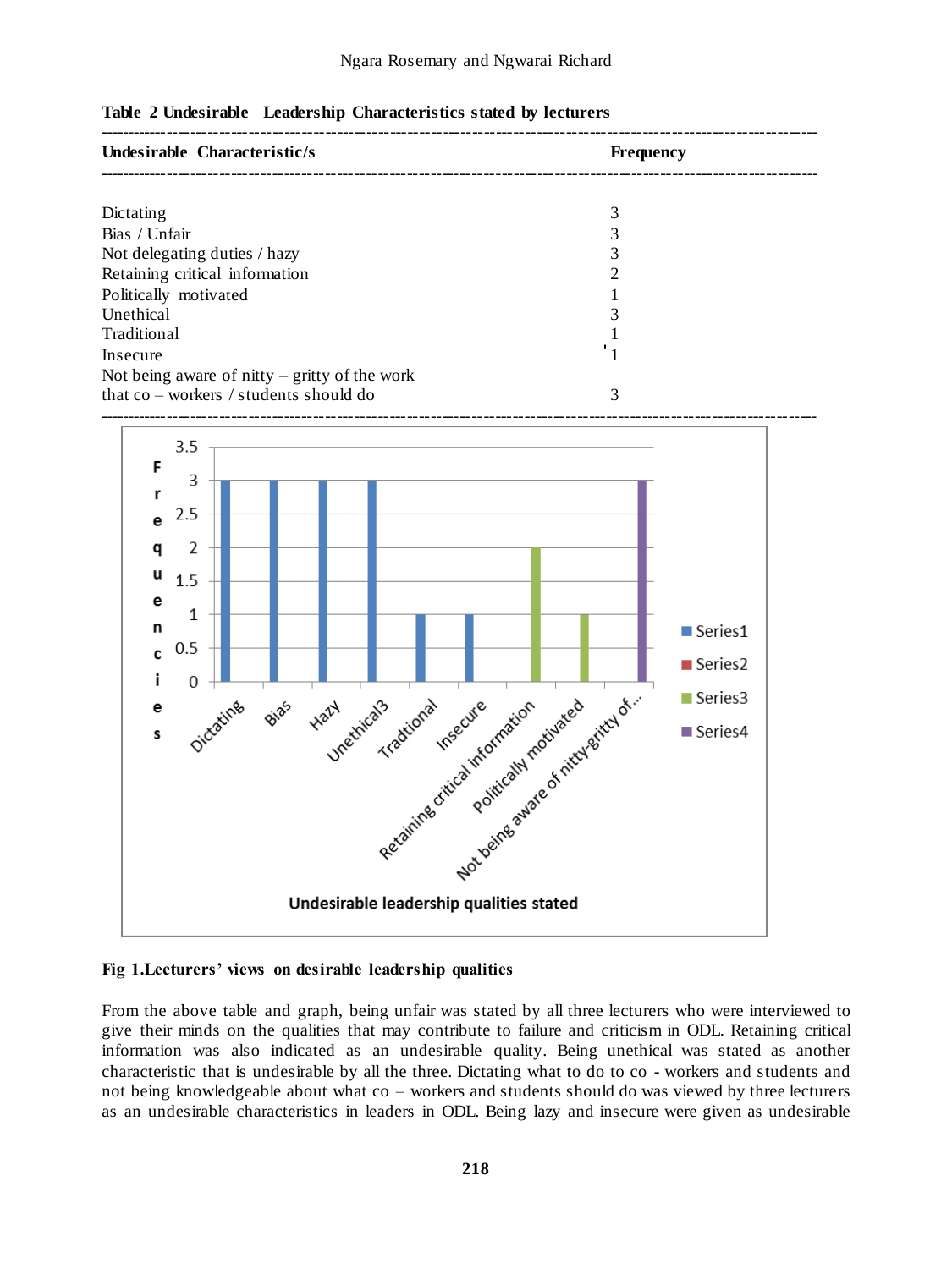**Table 2 Undesirable Leadership Characteristics stated by lecturers**

| Undesirable Characteristic/s | Frequency |
|---|---|
| Dictating | 3 |
| Bias / Unfair | 3 |
| Not delegating duties / hazy | 3 |
| Retaining critical information | 2 |
| Politically motivated | 1 |
| Unethical | 3 |
| Traditional | 1 |
| Insecure | 1 |
| Not being aware of nitty – gritty of the work that co – workers / students should do | 3 |

**Fig 1.Lecturers' views on desirable leadership qualities**

From the above table and graph, being unfair was stated by all three lecturers who were interviewed to give their minds on the qualities that may contribute to failure and criticism in ODL. Retaining critical information was also indicated as an undesirable quality. Being unethical was stated as another characteristic that is undesirable by all the three. Dictating what to do to co - workers and students and not being knowledgeable about what co – workers and students should do was viewed by three lecturers as an undesirable characteristics in leaders in ODL. Being lazy and insecure were given as undesirable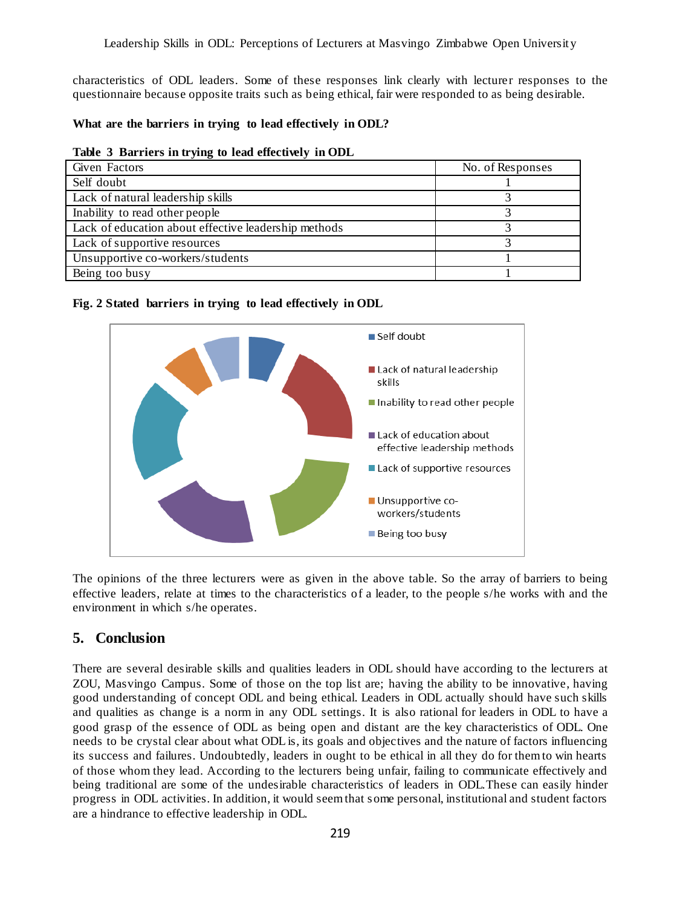characteristics of ODL leaders. Some of these responses link clearly with lecturer responses to the questionnaire because opposite traits such as being ethical, fair were responded to as being desirable.

**What are the barriers in trying to lead effectively in ODL?**

**Table 3 Barriers in trying to lead effectively in ODL**

| Given Factors | No. of Responses |
|---|---|
| Self doubt | 1 |
| Lack of natural leadership skills | 3 |
| Inability to read other people | 3 |
| Lack of education about effective leadership methods | 3 |
| Lack of supportive resources | 3 |
| Unsupportive co-workers/students | 1 |
| Being too busy | 1 |

**Fig. 2 Stated barriers in trying to lead effectively in ODL**

The opinions of the three lecturers were as given in the above table. So the array of barriers to being effective leaders, relate at times to the characteristics of a leader, to the people s/he works with and the environment in which s/he operates.

## 5. Conclusion

There are several desirable skills and qualities leaders in ODL should have according to the lecturers at ZOU, Masvingo Campus. Some of those on the top list are; having the ability to be innovative, having good understanding of concept ODL and being ethical. Leaders in ODL actually should have such skills and qualities as change is a norm in any ODL settings. It is also rational for leaders in ODL to have a good grasp of the essence of ODL as being open and distant are the key characteristics of ODL. One needs to be crystal clear about what ODL is, its goals and objectives and the nature of factors influencing its success and failures. Undoubtedly, leaders in ought to be ethical in all they do for them to win hearts of those whom they lead. According to the lecturers being unfair, failing to communicate effectively and being traditional are some of the undesirable characteristics of leaders in ODL. These can easily hinder progress in ODL activities. In addition, it would seem that some personal, institutional and student factors are a hindrance to effective leadership in ODL.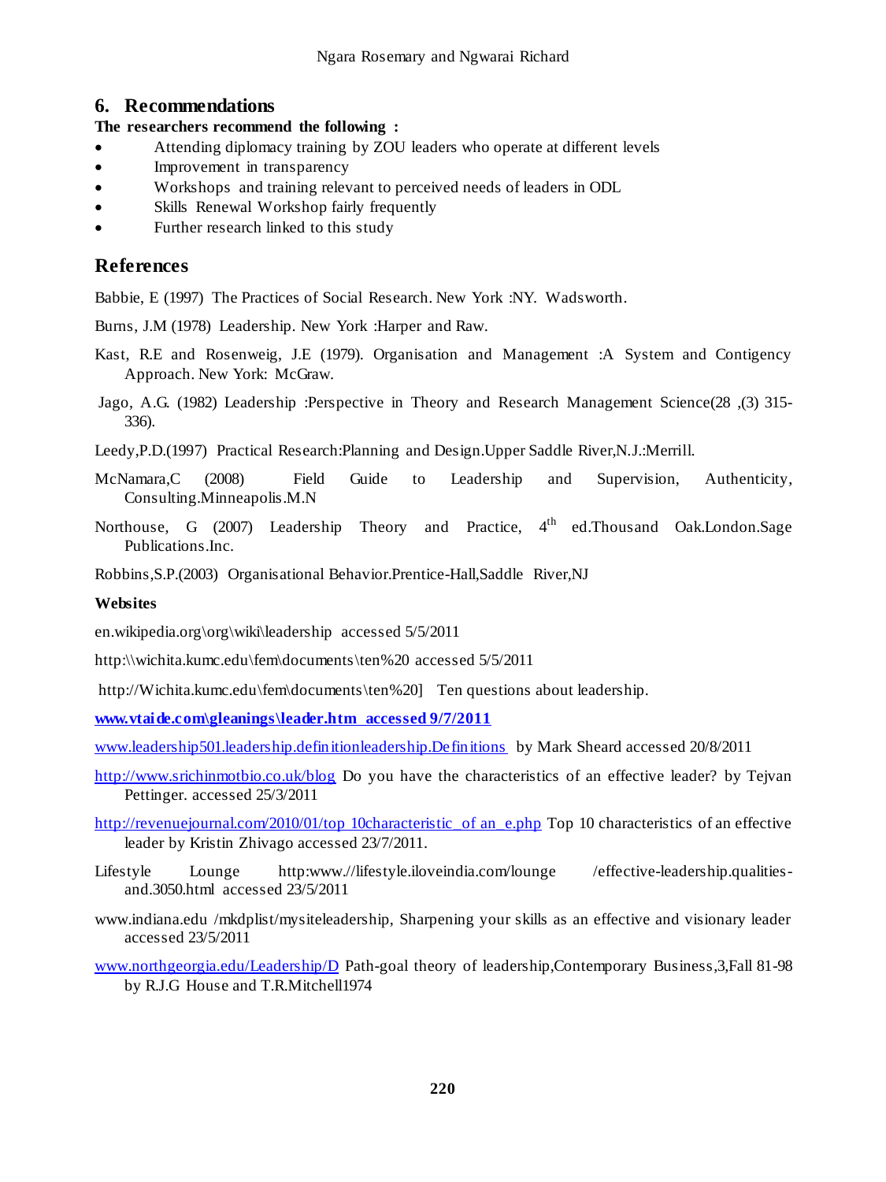## 6. Recommendations

**The researchers recommend the following :**

- Attending diplomacy training by ZOU leaders who operate at different levels
- Improvement in transparency
- Workshops and training relevant to perceived needs of leaders in ODL
- Skills Renewal Workshop fairly frequently
- Further research linked to this study

## References

Babbie, E (1997) The Practices of Social Research. New York :NY. Wadsworth.

Burns, J.M (1978) Leadership. New York :Harper and Raw.

Kast, R.E and Rosenweig, J.E (1979). Organisation and Management :A System and Contigency Approach. New York: McGraw.

Jago, A.G. (1982) Leadership :Perspective in Theory and Research Management Science(28 ,(3) 315-336).

Leedy,P.D.(1997) Practical Research:Planning and Design.Upper Saddle River,N.J.:Merrill.

McNamara,C (2008) Field Guide to Leadership and Supervision, Authenticity, Consulting.Minneapolis.M.N

Northouse, G (2007) Leadership Theory and Practice, 4th ed.Thousand Oak.London.Sage Publications.Inc.

Robbins,S.P.(2003) Organisational Behavior.Prentice-Hall,Saddle River,NJ

**Websites**

en.wikipedia.org\org\wiki\leadership accessed 5/5/2011

http:\\wichita.kumc.edu\fem\documents\ten%20 accessed 5/5/2011

http://Wichita.kumc.edu\fem\documents\ten%20] Ten questions about leadership.

**www.vtaide.com\gleanings\leader.htm accessed 9/7/2011**

www.leadership501.leadership.definitionleadership.Definitions by Mark Sheard accessed 20/8/2011

http://www.srichinmotbio.co.uk/blog Do you have the characteristics of an effective leader? by Tejvan Pettinger. accessed 25/3/2011

http://revenuejournal.com/2010/01/top 10characteristic_of an_e.php Top 10 characteristics of an effective leader by Kristin Zhivago accessed 23/7/2011.

Lifestyle Lounge http:www.//lifestyle.iloveindia.com/lounge /effective-leadership.qualities-and.3050.html accessed 23/5/2011

www.indiana.edu /mkdplist/mysiteleadership, Sharpening your skills as an effective and visionary leader accessed 23/5/2011

www.northgeorgia.edu/Leadership/D Path-goal theory of leadership,Contemporary Business,3,Fall 81-98 by R.J.G House and T.R.Mitchell1974